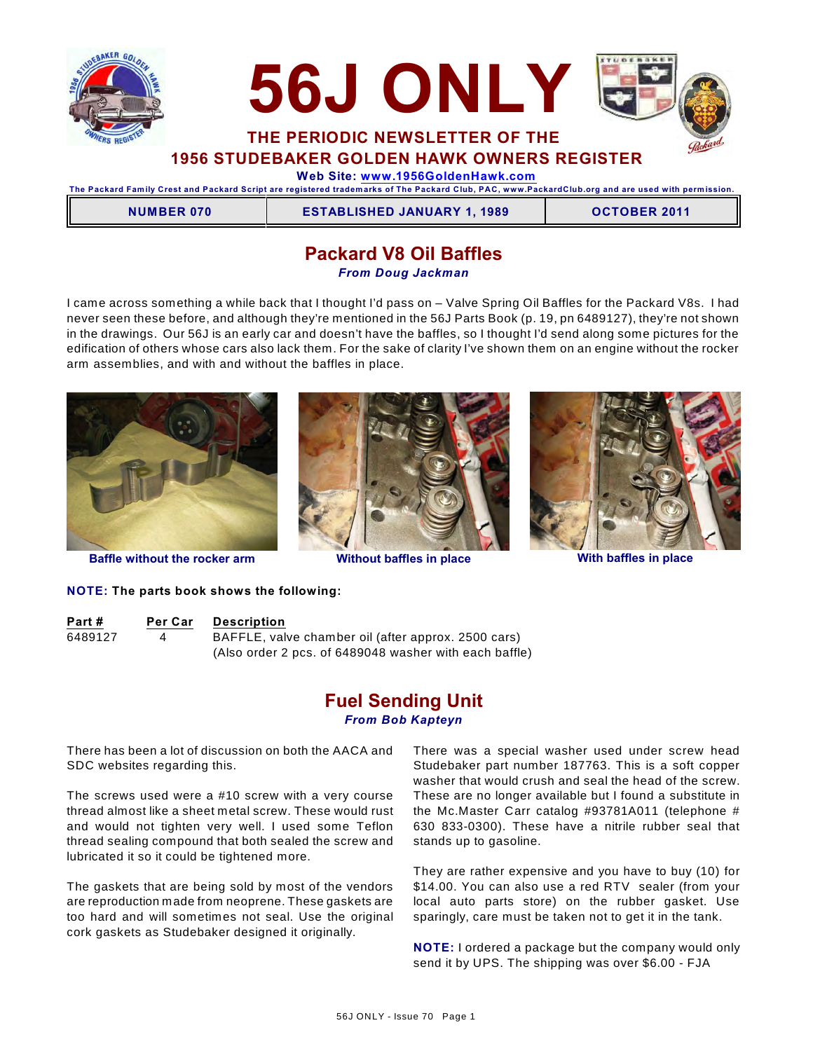# 56J ONLY

**THE PERIODIC NEWSLETTER OF THE**
**1956 STUDEBAKER GOLDEN HAWK OWNERS REGISTER**

**Web Site: www.1956GoldenHawk.com**

The Packard Family Crest and Packard Script are registered trademarks of The Packard Club, PAC, www.PackardClub.org and are used with permission.

| NUMBER 070 | ESTABLISHED JANUARY 1, 1989 | OCTOBER 2011 |
|---|---|---|

## Packard V8 Oil Baffles

*From Doug Jackman*

I came across something a while back that I thought I'd pass on – Valve Spring Oil Baffles for the Packard V8s. I had never seen these before, and although they're mentioned in the 56J Parts Book (p. 19, pn 6489127), they're not shown in the drawings. Our 56J is an early car and doesn't have the baffles, so I thought I'd send along some pictures for the edification of others whose cars also lack them. For the sake of clarity I've shown them on an engine without the rocker arm assemblies, and with and without the baffles in place.

Baffle without the rocker arm

Without baffles in place

With baffles in place

**NOTE: The parts book shows the following:**

| Part # | Per Car | Description |
|---|---|---|
| 6489127 | 4 | BAFFLE, valve chamber oil (after approx. 2500 cars) (Also order 2 pcs. of 6489048 washer with each baffle) |

## Fuel Sending Unit

*From Bob Kapteyn*

There has been a lot of discussion on both the AACA and SDC websites regarding this.

The screws used were a #10 screw with a very course thread almost like a sheet metal screw. These would rust and would not tighten very well. I used some Teflon thread sealing compound that both sealed the screw and lubricated it so it could be tightened more.

The gaskets that are being sold by most of the vendors are reproduction made from neoprene. These gaskets are too hard and will sometimes not seal. Use the original cork gaskets as Studebaker designed it originally.

There was a special washer used under screw head Studebaker part number 187763. This is a soft copper washer that would crush and seal the head of the screw. These are no longer available but I found a substitute in the Mc.Master Carr catalog #93781A011 (telephone # 630 833-0300). These have a nitrile rubber seal that stands up to gasoline.

They are rather expensive and you have to buy (10) for $14.00. You can also use a red RTV sealer (from your local auto parts store) on the rubber gasket. Use sparingly, care must be taken not to get it in the tank.

**NOTE:** I ordered a package but the company would only send it by UPS. The shipping was over $6.00 - FJA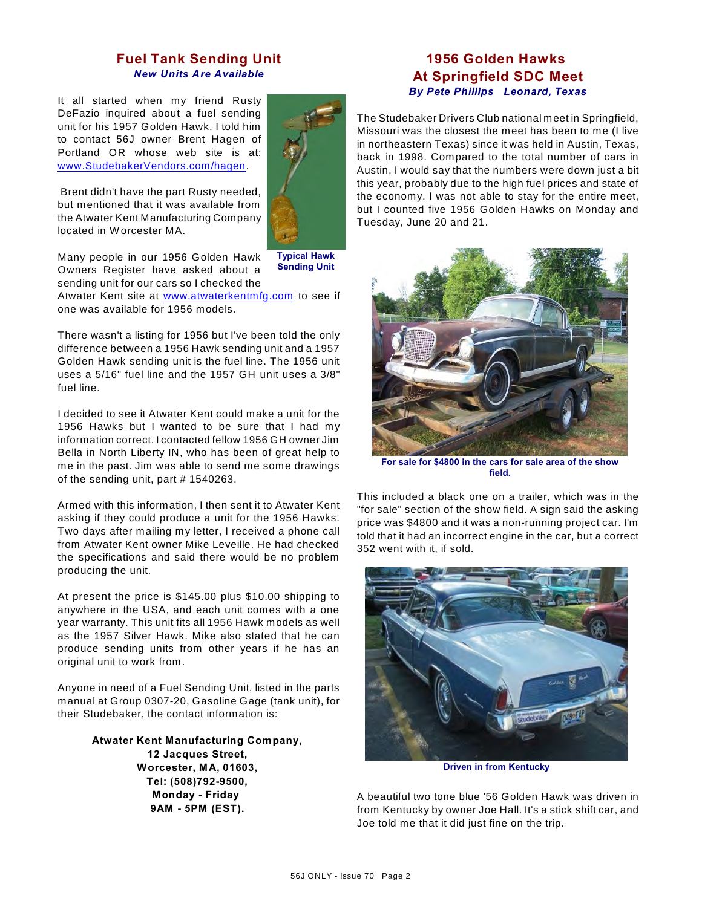## Fuel Tank Sending Unit

***New Units Are Available***

It all started when my friend Rusty DeFazio inquired about a fuel sending unit for his 1957 Golden Hawk. I told him to contact 56J owner Brent Hagen of Portland OR whose web site is at: www.StudebakerVendors.com/hagen.

Brent didn't have the part Rusty needed, but mentioned that it was available from the Atwater Kent Manufacturing Company located in Worcester MA.

Typical Hawk Sending Unit

Many people in our 1956 Golden Hawk Owners Register have asked about a sending unit for our cars so I checked the Atwater Kent site at www.atwaterkentmfg.com to see if one was available for 1956 models.

There wasn't a listing for 1956 but I've been told the only difference between a 1956 Hawk sending unit and a 1957 Golden Hawk sending unit is the fuel line. The 1956 unit uses a 5/16" fuel line and the 1957 GH unit uses a 3/8" fuel line.

I decided to see it Atwater Kent could make a unit for the 1956 Hawks but I wanted to be sure that I had my information correct. I contacted fellow 1956 GH owner Jim Bella in North Liberty IN, who has been of great help to me in the past. Jim was able to send me some drawings of the sending unit, part # 1540263.

Armed with this information, I then sent it to Atwater Kent asking if they could produce a unit for the 1956 Hawks. Two days after mailing my letter, I received a phone call from Atwater Kent owner Mike Leveille. He had checked the specifications and said there would be no problem producing the unit.

At present the price is $145.00 plus $10.00 shipping to anywhere in the USA, and each unit comes with a one year warranty. This unit fits all 1956 Hawk models as well as the 1957 Silver Hawk. Mike also stated that he can produce sending units from other years if he has an original unit to work from.

Anyone in need of a Fuel Sending Unit, listed in the parts manual at Group 0307-20, Gasoline Gage (tank unit), for their Studebaker, the contact information is:

**Atwater Kent Manufacturing Company,**
**12 Jacques Street,**
**Worcester, MA, 01603,**
**Tel: (508)792-9500,**
**Monday - Friday**
**9AM - 5PM (EST).**

## 1956 Golden Hawks At Springfield SDC Meet

***By Pete Phillips Leonard, Texas***

The Studebaker Drivers Club national meet in Springfield, Missouri was the closest the meet has been to me (I live in northeastern Texas) since it was held in Austin, Texas, back in 1998. Compared to the total number of cars in Austin, I would say that the numbers were down just a bit this year, probably due to the high fuel prices and state of the economy. I was not able to stay for the entire meet, but I counted five 1956 Golden Hawks on Monday and Tuesday, June 20 and 21.

For sale for $4800 in the cars for sale area of the show field.

This included a black one on a trailer, which was in the "for sale" section of the show field. A sign said the asking price was $4800 and it was a non-running project car. I'm told that it had an incorrect engine in the car, but a correct 352 went with it, if sold.

Driven in from Kentucky

A beautiful two tone blue '56 Golden Hawk was driven in from Kentucky by owner Joe Hall. It's a stick shift car, and Joe told me that it did just fine on the trip.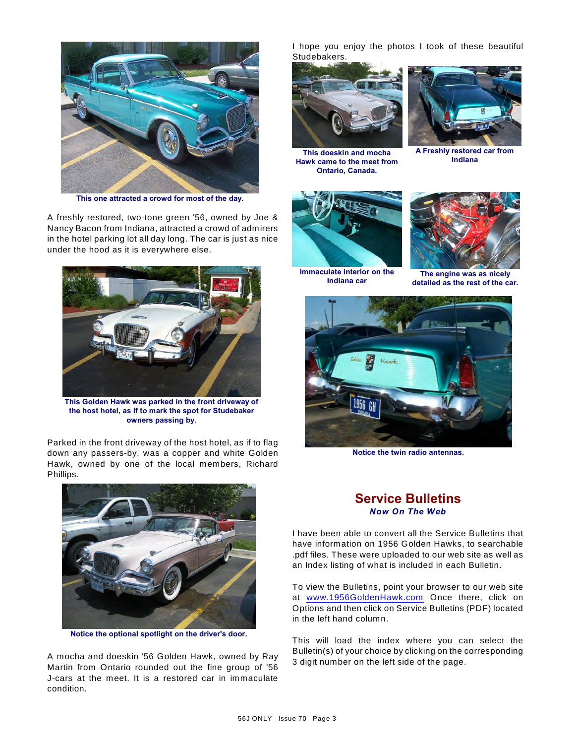This one attracted a crowd for most of the day.

A freshly restored, two-tone green '56, owned by Joe & Nancy Bacon from Indiana, attracted a crowd of admirers in the hotel parking lot all day long. The car is just as nice under the hood as it is everywhere else.

This Golden Hawk was parked in the front driveway of the host hotel, as if to mark the spot for Studebaker owners passing by.

Parked in the front driveway of the host hotel, as if to flag down any passers-by, was a copper and white Golden Hawk, owned by one of the local members, Richard Phillips.

Notice the optional spotlight on the driver's door.

A mocha and doeskin '56 Golden Hawk, owned by Ray Martin from Ontario rounded out the fine group of '56 J-cars at the meet. It is a restored car in immaculate condition.

I hope you enjoy the photos I took of these beautiful Studebakers.

This doeskin and mocha Hawk came to the meet from Ontario, Canada.

A Freshly restored car from Indiana

Immaculate interior on the Indiana car

The engine was as nicely detailed as the rest of the car.

Notice the twin radio antennas.

## Service Bulletins

***Now On The Web***

I have been able to convert all the Service Bulletins that have information on 1956 Golden Hawks, to searchable .pdf files. These were uploaded to our web site as well as an Index listing of what is included in each Bulletin.

To view the Bulletins, point your browser to our web site at www.1956GoldenHawk.com Once there, click on Options and then click on Service Bulletins (PDF) located in the left hand column.

This will load the index where you can select the Bulletin(s) of your choice by clicking on the corresponding 3 digit number on the left side of the page.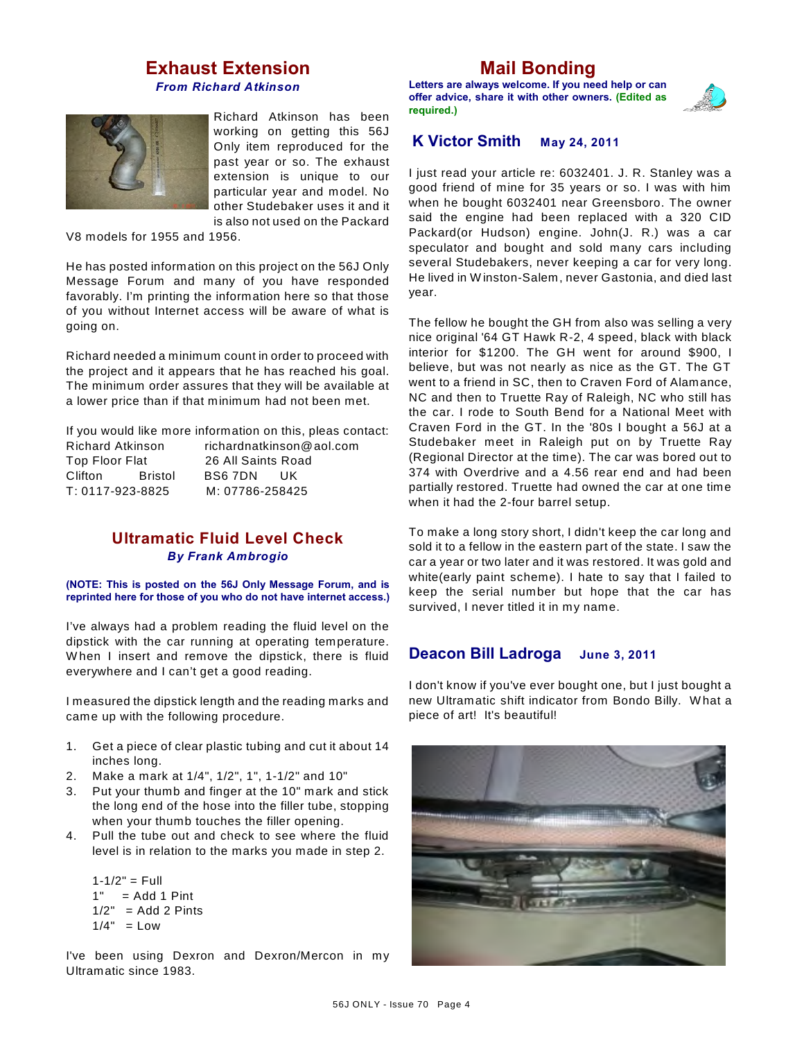## Exhaust Extension

***From Richard Atkinson***

Richard Atkinson has been working on getting this 56J Only item reproduced for the past year or so. The exhaust extension is unique to our particular year and model. No other Studebaker uses it and it is also not used on the Packard V8 models for 1955 and 1956.

He has posted information on this project on the 56J Only Message Forum and many of you have responded favorably. I'm printing the information here so that those of you without Internet access will be aware of what is going on.

Richard needed a minimum count in order to proceed with the project and it appears that he has reached his goal. The minimum order assures that they will be available at a lower price than if that minimum had not been met.

If you would like more information on this, pleas contact:

Richard Atkinson richardnatkinson@aol.com
Top Floor Flat 26 All Saints Road
Clifton Bristol BS6 7DN UK
T: 0117-923-8825 M: 07786-258425

## Ultramatic Fluid Level Check

***By Frank Ambrogio***

**(NOTE: This is posted on the 56J Only Message Forum, and is reprinted here for those of you who do not have internet access.)**

I've always had a problem reading the fluid level on the dipstick with the car running at operating temperature. When I insert and remove the dipstick, there is fluid everywhere and I can't get a good reading.

I measured the dipstick length and the reading marks and came up with the following procedure.

1. Get a piece of clear plastic tubing and cut it about 14 inches long.
2. Make a mark at 1/4", 1/2", 1", 1-1/2" and 10"
3. Put your thumb and finger at the 10" mark and stick the long end of the hose into the filler tube, stopping when your thumb touches the filler opening.
4. Pull the tube out and check to see where the fluid level is in relation to the marks you made in step 2.

1-1/2" = Full
1" = Add 1 Pint
1/2" = Add 2 Pints
1/4" = Low

I've been using Dexron and Dexron/Mercon in my Ultramatic since 1983.

## Mail Bonding

**Letters are always welcome. If you need help or can offer advice, share it with other owners. (Edited as required.)**

### K Victor Smith **May 24, 2011**

I just read your article re: 6032401. J. R. Stanley was a good friend of mine for 35 years or so. I was with him when he bought 6032401 near Greensboro. The owner said the engine had been replaced with a 320 CID Packard(or Hudson) engine. John(J. R.) was a car speculator and bought and sold many cars including several Studebakers, never keeping a car for very long. He lived in Winston-Salem, never Gastonia, and died last year.

The fellow he bought the GH from also was selling a very nice original '64 GT Hawk R-2, 4 speed, black with black interior for $1200. The GH went for around $900, I believe, but was not nearly as nice as the GT. The GT went to a friend in SC, then to Craven Ford of Alamance, NC and then to Truette Ray of Raleigh, NC who still has the car. I rode to South Bend for a National Meet with Craven Ford in the GT. In the '80s I bought a 56J at a Studebaker meet in Raleigh put on by Truette Ray (Regional Director at the time). The car was bored out to 374 with Overdrive and a 4.56 rear end and had been partially restored. Truette had owned the car at one time when it had the 2-four barrel setup.

To make a long story short, I didn't keep the car long and sold it to a fellow in the eastern part of the state. I saw the car a year or two later and it was restored. It was gold and white(early paint scheme). I hate to say that I failed to keep the serial number but hope that the car has survived, I never titled it in my name.

### Deacon Bill Ladroga **June 3, 2011**

I don't know if you've ever bought one, but I just bought a new Ultramatic shift indicator from Bondo Billy. What a piece of art! It's beautiful!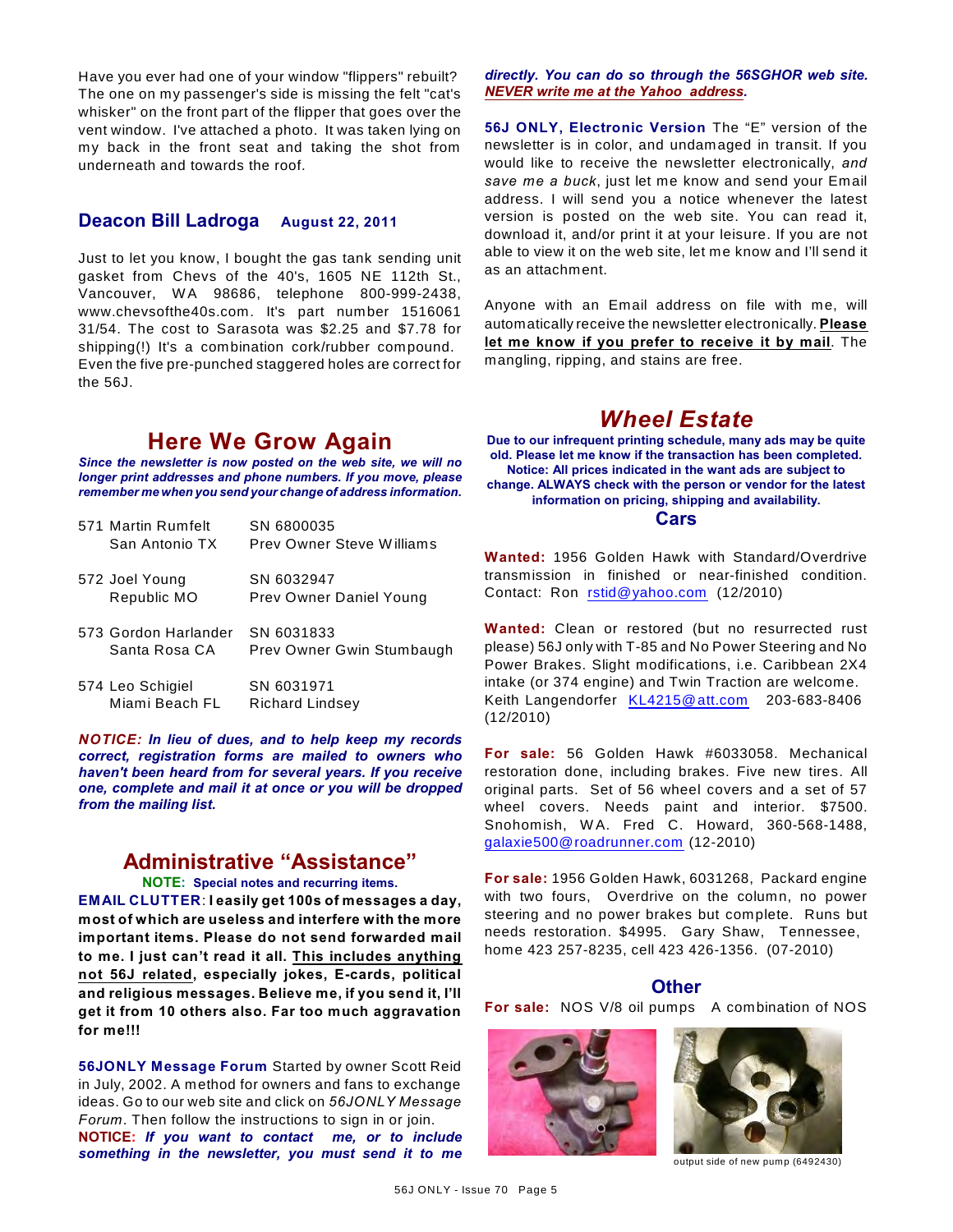Have you ever had one of your window "flippers" rebuilt? The one on my passenger's side is missing the felt "cat's whisker" on the front part of the flipper that goes over the vent window. I've attached a photo. It was taken lying on my back in the front seat and taking the shot from underneath and towards the roof.

### Deacon Bill Ladroga **August 22, 2011**

Just to let you know, I bought the gas tank sending unit gasket from Chevs of the 40's, 1605 NE 112th St., Vancouver, WA 98686, telephone 800-999-2438, www.chevsofthe40s.com. It's part number 1516061 31/54. The cost to Sarasota was $2.25 and $7.78 for shipping(!) It's a combination cork/rubber compound. Even the five pre-punched staggered holes are correct for the 56J.

## Here We Grow Again

***Since the newsletter is now posted on the web site, we will no longer print addresses and phone numbers. If you move, please remember me when you send your change of address information.***

| | |
|---|---|
| 571 Martin Rumfelt<br>San Antonio TX | SN 6800035<br>Prev Owner Steve Williams |
| 572 Joel Young<br>Republic MO | SN 6032947<br>Prev Owner Daniel Young |
| 573 Gordon Harlander<br>Santa Rosa CA | SN 6031833<br>Prev Owner Gwin Stumbaugh |
| 574 Leo Schigiel<br>Miami Beach FL | SN 6031971<br>Richard Lindsey |

***NOTICE: In lieu of dues, and to help keep my records correct, registration forms are mailed to owners who haven't been heard from for several years. If you receive one, complete and mail it at once or you will be dropped from the mailing list.***

## Administrative "Assistance"

**NOTE: Special notes and recurring items.**

**EMAIL CLUTTER: I easily get 100s of messages a day, most of which are useless and interfere with the more important items. Please do not send forwarded mail to me. I just can't read it all. This includes anything not 56J related, especially jokes, E-cards, political and religious messages. Believe me, if you send it, I'll get it from 10 others also. Far too much aggravation for me!!!**

**56JONLY Message Forum** Started by owner Scott Reid in July, 2002. A method for owners and fans to exchange ideas. Go to our web site and click on *56JONLY Message Forum*. Then follow the instructions to sign in or join.

**NOTICE:** ***If you want to contact me, or to include something in the newsletter, you must send it to me directly. You can do so through the 56SGHOR web site. NEVER write me at the Yahoo address.***

**56J ONLY, Electronic Version** The "E" version of the newsletter is in color, and undamaged in transit. If you would like to receive the newsletter electronically, *and save me a buck*, just let me know and send your Email address. I will send you a notice whenever the latest version is posted on the web site. You can read it, download it, and/or print it at your leisure. If you are not able to view it on the web site, let me know and I'll send it as an attachment.

Anyone with an Email address on file with me, will automatically receive the newsletter electronically. **Please let me know if you prefer to receive it by mail**. The mangling, ripping, and stains are free.

## *Wheel Estate*

**Due to our infrequent printing schedule, many ads may be quite old. Please let me know if the transaction has been completed. Notice: All prices indicated in the want ads are subject to change. ALWAYS check with the person or vendor for the latest information on pricing, shipping and availability.**

### Cars

**Wanted:** 1956 Golden Hawk with Standard/Overdrive transmission in finished or near-finished condition. Contact: Ron rstid@yahoo.com (12/2010)

**Wanted:** Clean or restored (but no resurrected rust please) 56J only with T-85 and No Power Steering and No Power Brakes. Slight modifications, i.e. Caribbean 2X4 intake (or 374 engine) and Twin Traction are welcome. Keith Langendorfer KL4215@att.com 203-683-8406 (12/2010)

**For sale:** 56 Golden Hawk #6033058. Mechanical restoration done, including brakes. Five new tires. All original parts. Set of 56 wheel covers and a set of 57 wheel covers. Needs paint and interior. $7500. Snohomish, WA. Fred C. Howard, 360-568-1488, galaxie500@roadrunner.com (12-2010)

**For sale:** 1956 Golden Hawk, 6031268, Packard engine with two fours, Overdrive on the column, no power steering and no power brakes but complete. Runs but needs restoration. $4995. Gary Shaw, Tennessee, home 423 257-8235, cell 423 426-1356. (07-2010)

### Other

**For sale:** NOS V/8 oil pumps A combination of NOS

output side of new pump (6492430)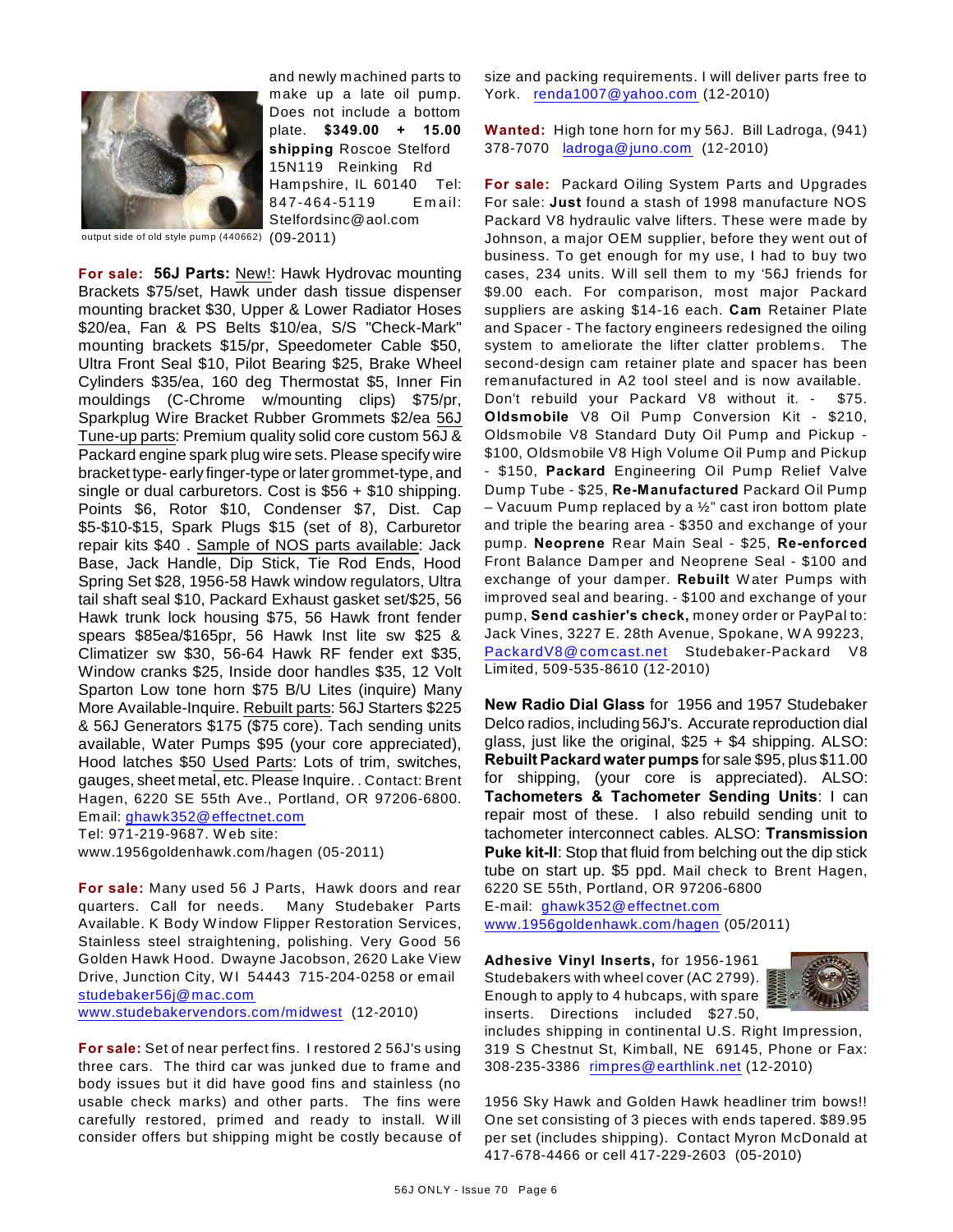and newly machined parts to make up a late oil pump. Does not include a bottom plate. **$349.00 + 15.00 shipping** Roscoe Stelford 15N119 Reinking Rd Hampshire, IL 60140 Tel: 847-464-5119 Email: Stelfordsinc@aol.com (09-2011)

output side of old style pump (440662)

**For sale: 56J Parts:** New!: Hawk Hydrovac mounting Brackets $75/set, Hawk under dash tissue dispenser mounting bracket $30, Upper & Lower Radiator Hoses $20/ea, Fan & PS Belts $10/ea, S/S "Check-Mark" mounting brackets $15/pr, Speedometer Cable $50, Ultra Front Seal $10, Pilot Bearing $25, Brake Wheel Cylinders $35/ea, 160 deg Thermostat $5, Inner Fin mouldings (C-Chrome w/mounting clips) $75/pr, Sparkplug Wire Bracket Rubber Grommets $2/ea 56J Tune-up parts: Premium quality solid core custom 56J & Packard engine spark plug wire sets. Please specify wire bracket type- early finger-type or later grommet-type, and single or dual carburetors. Cost is $56 + $10 shipping. Points $6, Rotor $10, Condenser $7, Dist. Cap $5-$10-$15, Spark Plugs $15 (set of 8), Carburetor repair kits $40 . Sample of NOS parts available: Jack Base, Jack Handle, Dip Stick, Tie Rod Ends, Hood Spring Set $28, 1956-58 Hawk window regulators, Ultra tail shaft seal $10, Packard Exhaust gasket set/$25, 56 Hawk trunk lock housing $75, 56 Hawk front fender spears $85ea/$165pr, 56 Hawk Inst lite sw $25 & Climatizer sw $30, 56-64 Hawk RF fender ext $35, Window cranks $25, Inside door handles $35, 12 Volt Sparton Low tone horn $75 B/U Lites (inquire) Many More Available-Inquire. Rebuilt parts: 56J Starters $225 & 56J Generators $175 ($75 core). Tach sending units available, Water Pumps $95 (your core appreciated), Hood latches $50 Used Parts: Lots of trim, switches, gauges, sheet metal, etc. Please Inquire. . Contact: Brent Hagen, 6220 SE 55th Ave., Portland, OR 97206-6800. Email: ghawk352@effectnet.com
Tel: 971-219-9687. Web site: www.1956goldenhawk.com/hagen (05-2011)

**For sale:** Many used 56 J Parts, Hawk doors and rear quarters. Call for needs. Many Studebaker Parts Available. K Body Window Flipper Restoration Services, Stainless steel straightening, polishing. Very Good 56 Golden Hawk Hood. Dwayne Jacobson, 2620 Lake View Drive, Junction City, WI 54443 715-204-0258 or email studebaker56j@mac.com
www.studebakervendors.com/midwest (12-2010)

**For sale:** Set of near perfect fins. I restored 2 56J's using three cars. The third car was junked due to frame and body issues but it did have good fins and stainless (no usable check marks) and other parts. The fins were carefully restored, primed and ready to install. Will consider offers but shipping might be costly because of size and packing requirements. I will deliver parts free to York. renda1007@yahoo.com (12-2010)

**Wanted:** High tone horn for my 56J. Bill Ladroga, (941) 378-7070 ladroga@juno.com (12-2010)

**For sale:** Packard Oiling System Parts and Upgrades For sale: **Just** found a stash of 1998 manufacture NOS Packard V8 hydraulic valve lifters. These were made by Johnson, a major OEM supplier, before they went out of business. To get enough for my use, I had to buy two cases, 234 units. Will sell them to my '56J friends for $9.00 each. For comparison, most major Packard suppliers are asking $14-16 each. **Cam** Retainer Plate and Spacer - The factory engineers redesigned the oiling system to ameliorate the lifter clatter problems. The second-design cam retainer plate and spacer has been remanufactured in A2 tool steel and is now available. Don't rebuild your Packard V8 without it. - $75. **Oldsmobile** V8 Oil Pump Conversion Kit - $210, Oldsmobile V8 Standard Duty Oil Pump and Pickup - $100, Oldsmobile V8 High Volume Oil Pump and Pickup - $150, **Packard** Engineering Oil Pump Relief Valve Dump Tube - $25, **Re-Manufactured** Packard Oil Pump – Vacuum Pump replaced by a ½" cast iron bottom plate and triple the bearing area - $350 and exchange of your pump. **Neoprene** Rear Main Seal - $25, **Re-enforced** Front Balance Damper and Neoprene Seal - $100 and exchange of your damper. **Rebuilt** Water Pumps with improved seal and bearing. - $100 and exchange of your pump, **Send cashier's check,** money order or PayPal to: Jack Vines, 3227 E. 28th Avenue, Spokane, WA 99223, PackardV8@comcast.net Studebaker-Packard V8 Limited, 509-535-8610 (12-2010)

**New Radio Dial Glass** for 1956 and 1957 Studebaker Delco radios, including 56J's. Accurate reproduction dial glass, just like the original, $25 + $4 shipping. ALSO: **Rebuilt Packard water pumps** for sale $95, plus $11.00 for shipping, (your core is appreciated). ALSO: **Tachometers & Tachometer Sending Units**: I can repair most of these. I also rebuild sending unit to tachometer interconnect cables. ALSO: **Transmission Puke kit-II**: Stop that fluid from belching out the dip stick tube on start up. $5 ppd. Mail check to Brent Hagen, 6220 SE 55th, Portland, OR 97206-6800
E-mail: ghawk352@effectnet.com
www.1956goldenhawk.com/hagen (05/2011)

**Adhesive Vinyl Inserts,** for 1956-1961 Studebakers with wheel cover (AC 2799). Enough to apply to 4 hubcaps, with spare inserts. Directions included $27.50, includes shipping in continental U.S. Right Impression, 319 S Chestnut St, Kimball, NE 69145, Phone or Fax: 308-235-3386 rimpres@earthlink.net (12-2010)

1956 Sky Hawk and Golden Hawk headliner trim bows!! One set consisting of 3 pieces with ends tapered. $89.95 per set (includes shipping). Contact Myron McDonald at 417-678-4466 or cell 417-229-2603 (05-2010)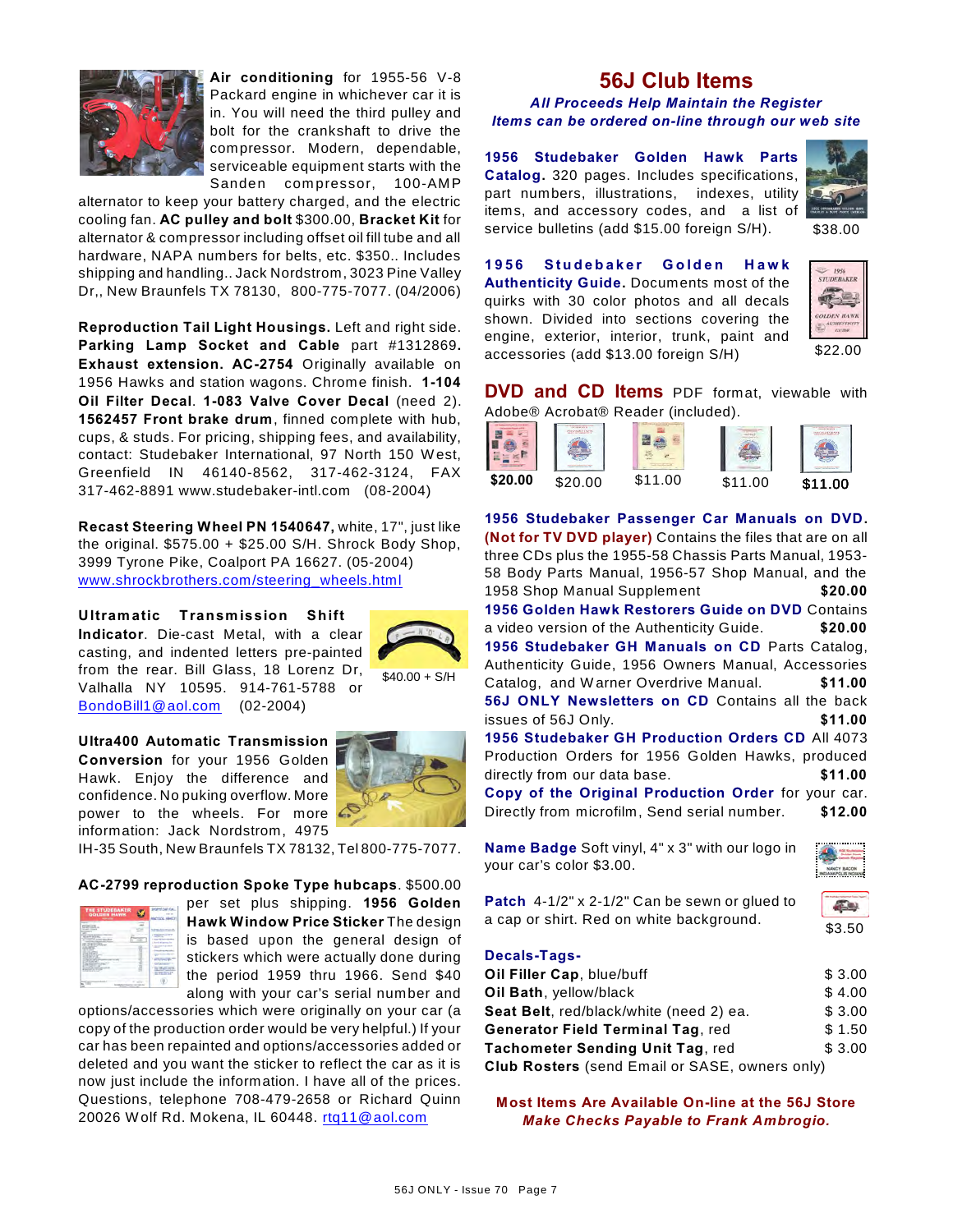**Air conditioning** for 1955-56 V-8 Packard engine in whichever car it is in. You will need the third pulley and bolt for the crankshaft to drive the compressor. Modern, dependable, serviceable equipment starts with the Sanden compressor, 100-AMP alternator to keep your battery charged, and the electric cooling fan. **AC pulley and bolt** $300.00, **Bracket Kit** for alternator & compressor including offset oil fill tube and all hardware, NAPA numbers for belts, etc. $350.. Includes shipping and handling.. Jack Nordstrom, 3023 Pine Valley Dr,, New Braunfels TX 78130, 800-775-7077. (04/2006)

**Reproduction Tail Light Housings.** Left and right side. **Parking Lamp Socket and Cable** part #1312869. **Exhaust extension. AC-2754** Originally available on 1956 Hawks and station wagons. Chrome finish. **1-104 Oil Filter Decal**. **1-083 Valve Cover Decal** (need 2). **1562457 Front brake drum**, finned complete with hub, cups, & studs. For pricing, shipping fees, and availability, contact: Studebaker International, 97 North 150 West, Greenfield IN 46140-8562, 317-462-3124, FAX 317-462-8891 www.studebaker-intl.com (08-2004)

**Recast Steering Wheel PN 1540647,** white, 17", just like the original. $575.00 + $25.00 S/H. Shrock Body Shop, 3999 Tyrone Pike, Coalport PA 16627. (05-2004) www.shrockbrothers.com/steering_wheels.html

**Ultramatic Transmission Shift Indicator**. Die-cast Metal, with a clear casting, and indented letters pre-painted from the rear. Bill Glass, 18 Lorenz Dr, Valhalla NY 10595. 914-761-5788 or BondoBill1@aol.com (02-2004)

$40.00 + S/H

**Ultra400 Automatic Transmission Conversion** for your 1956 Golden Hawk. Enjoy the difference and confidence. No puking overflow. More power to the wheels. For more information: Jack Nordstrom, 4975 IH-35 South, New Braunfels TX 78132, Tel 800-775-7077.

**AC-2799 reproduction Spoke Type hubcaps**. $500.00 per set plus shipping. **1956 Golden Hawk Window Price Sticker** The design is based upon the general design of stickers which were actually done during the period 1959 thru 1966. Send $40 along with your car's serial number and options/accessories which were originally on your car (a copy of the production order would be very helpful.) If your car has been repainted and options/accessories added or deleted and you want the sticker to reflect the car as it is now just include the information. I have all of the prices. Questions, telephone 708-479-2658 or Richard Quinn 20026 Wolf Rd. Mokena, IL 60448. rtq11@aol.com

# 56J Club Items

***All Proceeds Help Maintain the Register***
***Items can be ordered on-line through our web site***

**1956 Studebaker Golden Hawk Parts Catalog.** 320 pages. Includes specifications, part numbers, illustrations, indexes, utility items, and accessory codes, and a list of service bulletins (add $15.00 foreign S/H). $38.00

**1956 Studebaker Golden Hawk Authenticity Guide.** Documents most of the quirks with 30 color photos and all decals shown. Divided into sections covering the engine, exterior, interior, trunk, paint and accessories (add $13.00 foreign S/H) $22.00

## DVD and CD Items

PDF format, viewable with Adobe® Acrobat® Reader (included).

$20.00 $20.00 $11.00 $11.00 $11.00

**1956 Studebaker Passenger Car Manuals on DVD. (Not for TV DVD player)** Contains the files that are on all three CDs plus the 1955-58 Chassis Parts Manual, 1953-58 Body Parts Manual, 1956-57 Shop Manual, and the 1958 Shop Manual Supplement **$20.00**

**1956 Golden Hawk Restorers Guide on DVD** Contains a video version of the Authenticity Guide. **$20.00**

**1956 Studebaker GH Manuals on CD** Parts Catalog, Authenticity Guide, 1956 Owners Manual, Accessories Catalog, and Warner Overdrive Manual. **$11.00**

**56J ONLY Newsletters on CD** Contains all the back issues of 56J Only. **$11.00**

**1956 Studebaker GH Production Orders CD** All 4073 Production Orders for 1956 Golden Hawks, produced directly from our data base. **$11.00**

**Copy of the Original Production Order** for your car. Directly from microfilm, Send serial number. **$12.00**

**Name Badge** Soft vinyl, 4" x 3" with our logo in your car's color $3.00.

**Patch** 4-1/2" x 2-1/2" Can be sewn or glued to a cap or shirt. Red on white background. $3.50

**Decals-Tags-**

| | |
|---|---|
| **Oil Filler Cap**, blue/buff | $ 3.00 |
| **Oil Bath**, yellow/black | $ 4.00 |
| **Seat Belt**, red/black/white (need 2) ea. | $ 3.00 |
| **Generator Field Terminal Tag**, red | $ 1.50 |
| **Tachometer Sending Unit Tag**, red | $ 3.00 |

**Club Rosters** (send Email or SASE, owners only)

**Most Items Are Available On-line at the 56J Store**
***Make Checks Payable to Frank Ambrogio.***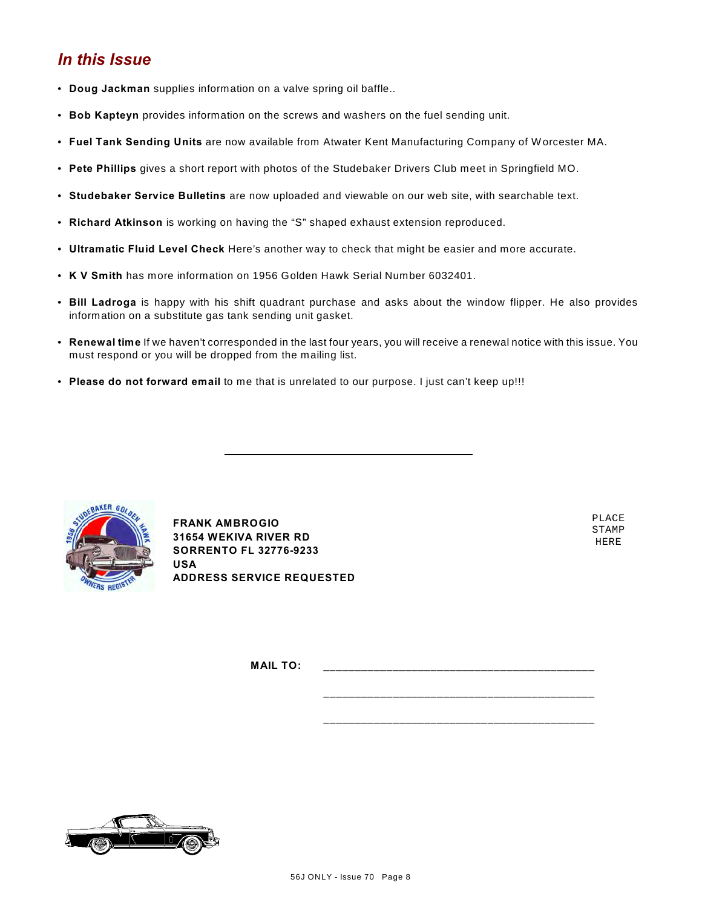## *In this Issue*

- **Doug Jackman** supplies information on a valve spring oil baffle..
- **Bob Kapteyn** provides information on the screws and washers on the fuel sending unit.
- **Fuel Tank Sending Units** are now available from Atwater Kent Manufacturing Company of Worcester MA.
- **Pete Phillips** gives a short report with photos of the Studebaker Drivers Club meet in Springfield MO.
- **Studebaker Service Bulletins** are now uploaded and viewable on our web site, with searchable text.
- **Richard Atkinson** is working on having the "S" shaped exhaust extension reproduced.
- **Ultramatic Fluid Level Check** Here's another way to check that might be easier and more accurate.
- **K V Smith** has more information on 1956 Golden Hawk Serial Number 6032401.
- **Bill Ladroga** is happy with his shift quadrant purchase and asks about the window flipper. He also provides information on a substitute gas tank sending unit gasket.
- **Renewal time** If we haven't corresponded in the last four years, you will receive a renewal notice with this issue. You must respond or you will be dropped from the mailing list.
- **Please do not forward email** to me that is unrelated to our purpose. I just can't keep up!!!

---

**FRANK AMBROGIO**
**31654 WEKIVA RIVER RD**
**SORRENTO FL 32776-9233**
**USA**
**ADDRESS SERVICE REQUESTED**

PLACE
STAMP
HERE

**MAIL TO:** ____________________________________________

____________________________________________

____________________________________________